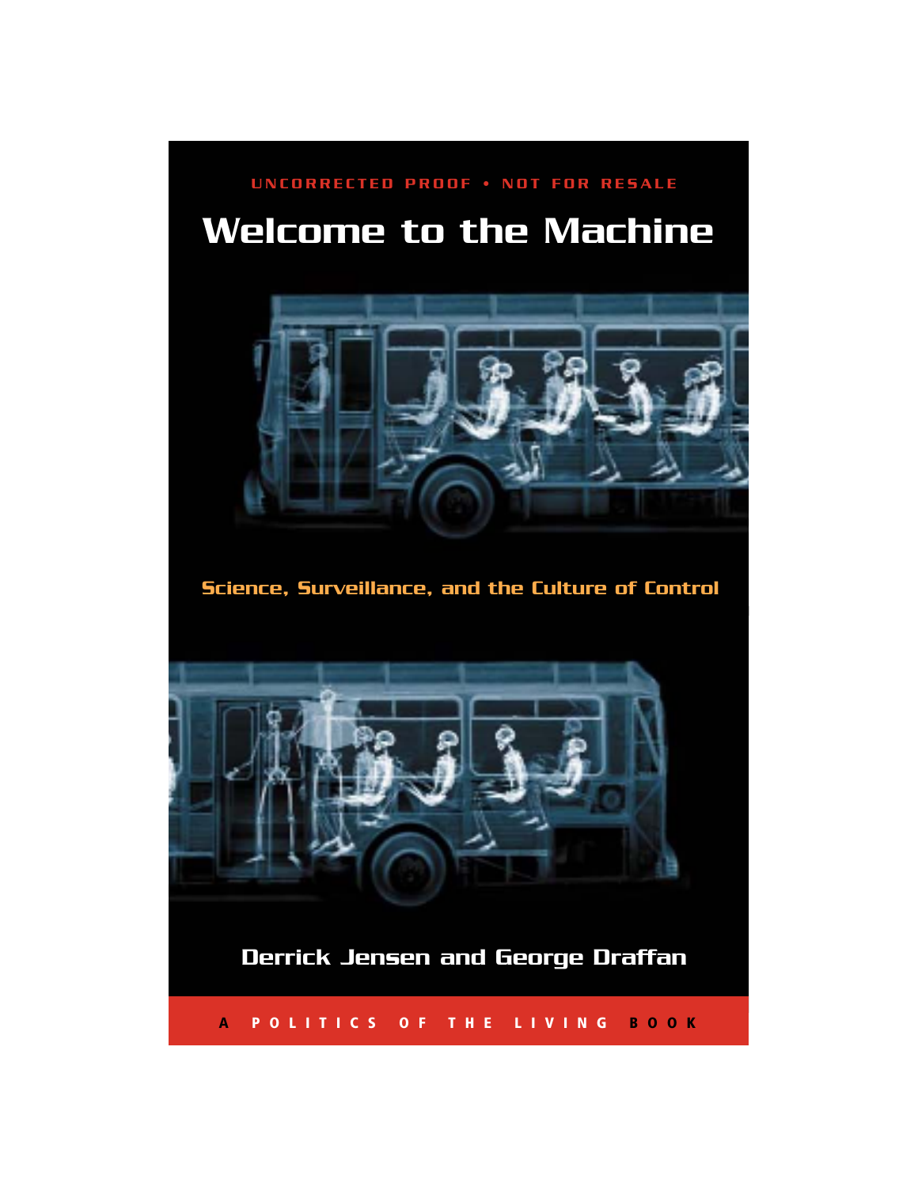UNCORRECTED PROOF • NOT FOR RESALE

# Welcome to the Machine

## Science, Surveillance, and the Culture of Control

**Derrick Jensen and George Draffan**

A POLITICS OF THE LIVING BOOK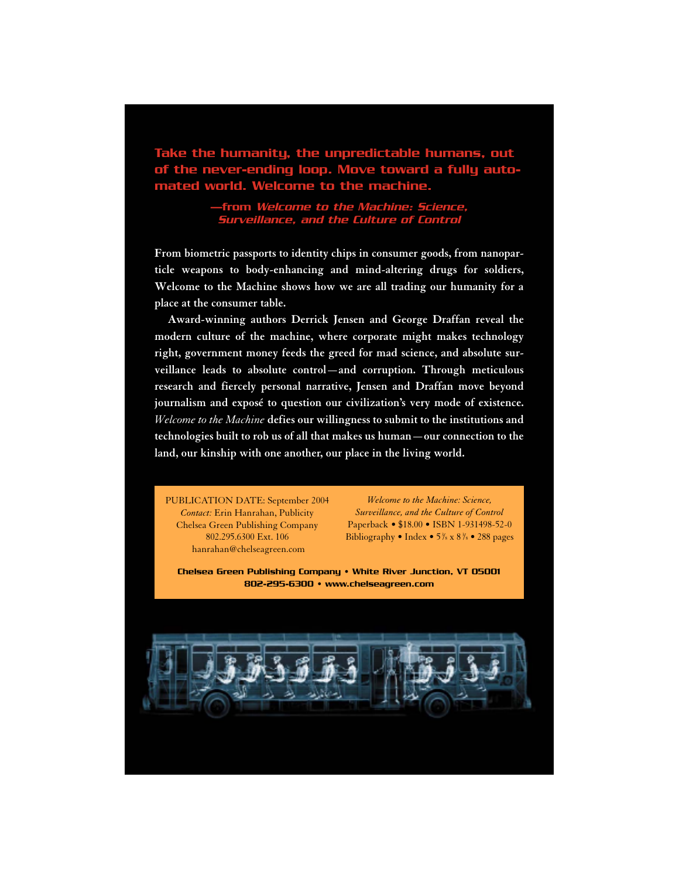**Take the humanity, the unpredictable humans, out of the never-ending loop. Move toward a fully automated world. Welcome to the machine.**

—from *Welcome to the Machine: Science, Surveillance, and the Culture of Control*

**From biometric passports to identity chips in consumer goods, from nanoparticle weapons to body-enhancing and mind-altering drugs for soldiers, Welcome to the Machine shows how we are all trading our humanity for a place at the consumer table.**

**Award-winning authors Derrick Jensen and George Draffan reveal the modern culture of the machine, where corporate might makes technology right, government money feeds the greed for mad science, and absolute surveillance leads to absolute control—and corruption. Through meticulous research and fiercely personal narrative, Jensen and Draffan move beyond journalism and exposé to question our civilization's very mode of existence. *Welcome to the Machine* defies our willingness to submit to the institutions and technologies built to rob us of all that makes us human—our connection to the land, our kinship with one another, our place in the living world.**

PUBLICATION DATE: September 2004
*Contact:* Erin Hanrahan, Publicity
Chelsea Green Publishing Company
802.295.6300 Ext. 106
hanrahan@chelseagreen.com

*Welcome to the Machine: Science, Surveillance, and the Culture of Control*
Paperback • $18.00 • ISBN 1-931498-52-0
Bibliography • Index • 5⅞ x 8⅜ • 288 pages

**Chelsea Green Publishing Company • White River Junction, VT 05001**
**802-295-6300 • www.chelseagreen.com**